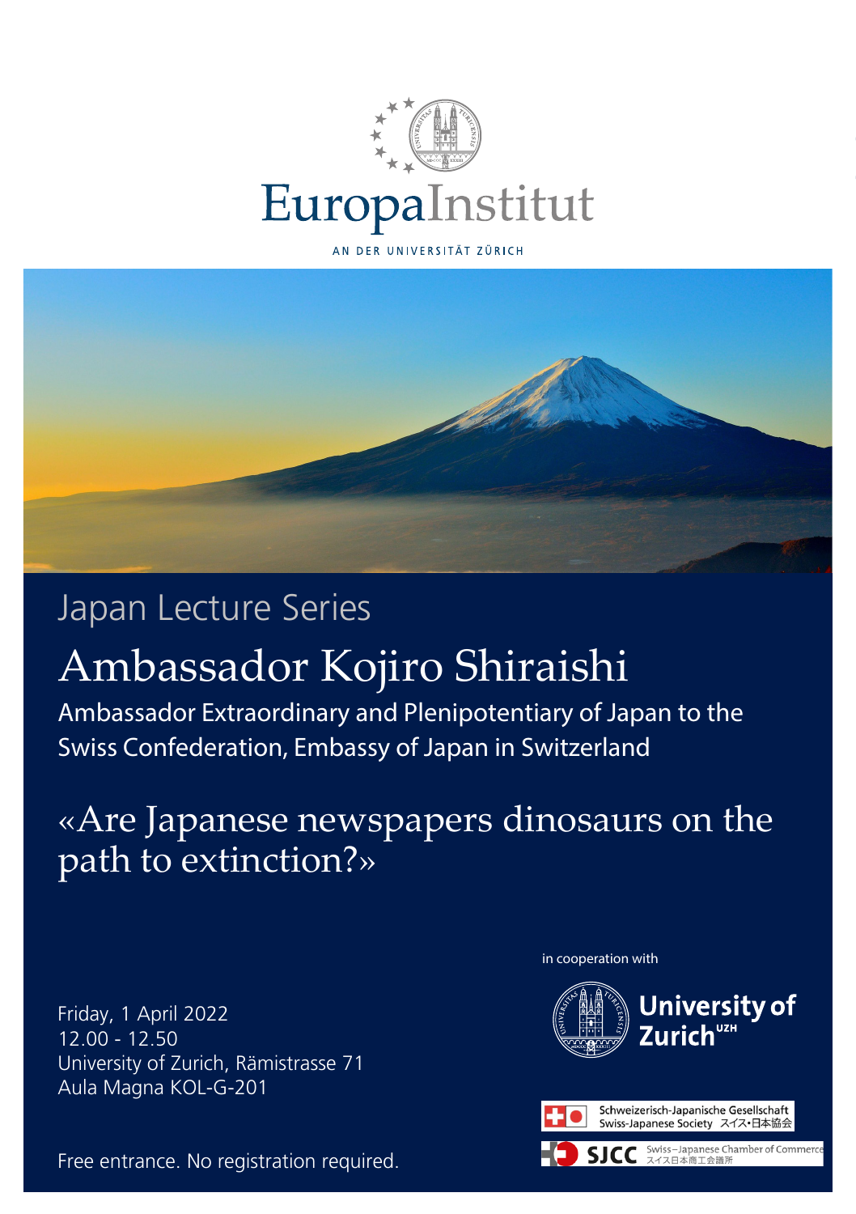EuropaInstitut

AN DER UNIVERSITÄT ZÜRICH

## Japan Lecture Series

# Ambassador Kojiro Shiraishi

Ambassador Extraordinary and Plenipotentiary of Japan to the Swiss Confederation, Embassy of Japan in Switzerland

## «Are Japanese newspapers dinosaurs on the path to extinction?»

Friday, 1 April 2022
12.00 - 12.50
University of Zurich, Rämistrasse 71
Aula Magna KOL-G-201

Free entrance. No registration required.

in cooperation with

University of Zurich[UZH]

Schweizerisch-Japanische Gesellschaft
Swiss-Japanese Society スイス・日本協会

SJCC Swiss–Japanese Chamber of Commerce
スイス日本商工会議所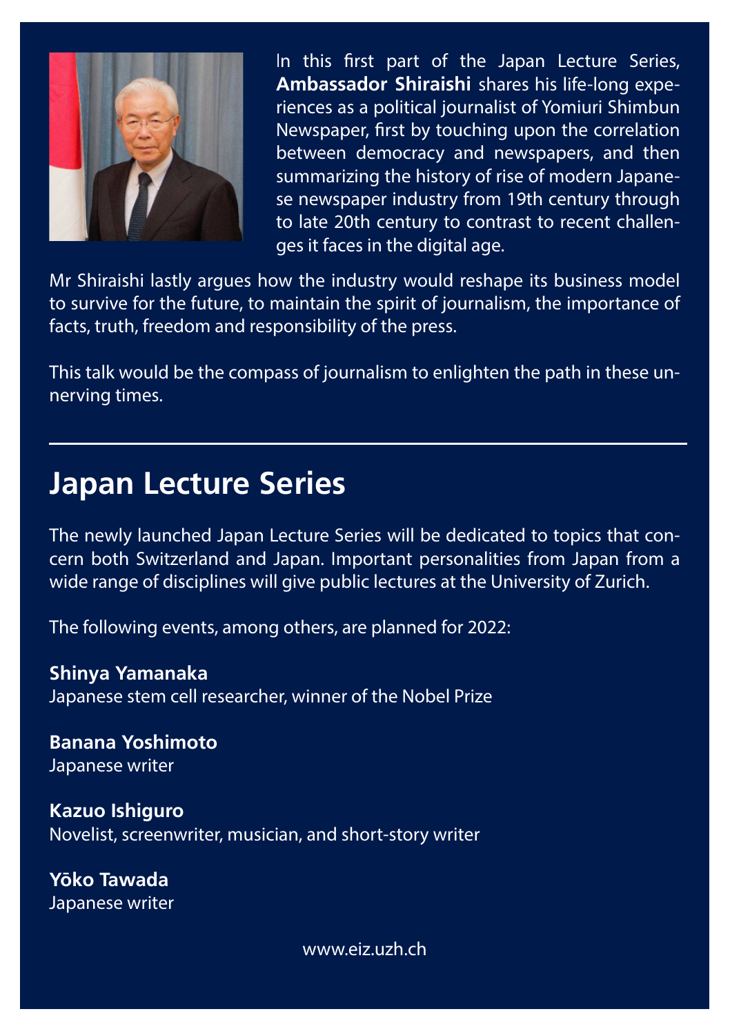In this first part of the Japan Lecture Series, **Ambassador Shiraishi** shares his life-long experiences as a political journalist of Yomiuri Shimbun Newspaper, first by touching upon the correlation between democracy and newspapers, and then summarizing the history of rise of modern Japanese newspaper industry from 19th century through to late 20th century to contrast to recent challenges it faces in the digital age.

Mr Shiraishi lastly argues how the industry would reshape its business model to survive for the future, to maintain the spirit of journalism, the importance of facts, truth, freedom and responsibility of the press.

This talk would be the compass of journalism to enlighten the path in these unnerving times.

---

## Japan Lecture Series

The newly launched Japan Lecture Series will be dedicated to topics that concern both Switzerland and Japan. Important personalities from Japan from a wide range of disciplines will give public lectures at the University of Zurich.

The following events, among others, are planned for 2022:

**Shinya Yamanaka**
Japanese stem cell researcher, winner of the Nobel Prize

**Banana Yoshimoto**
Japanese writer

**Kazuo Ishiguro**
Novelist, screenwriter, musician, and short-story writer

**Yōko Tawada**
Japanese writer

www.eiz.uzh.ch